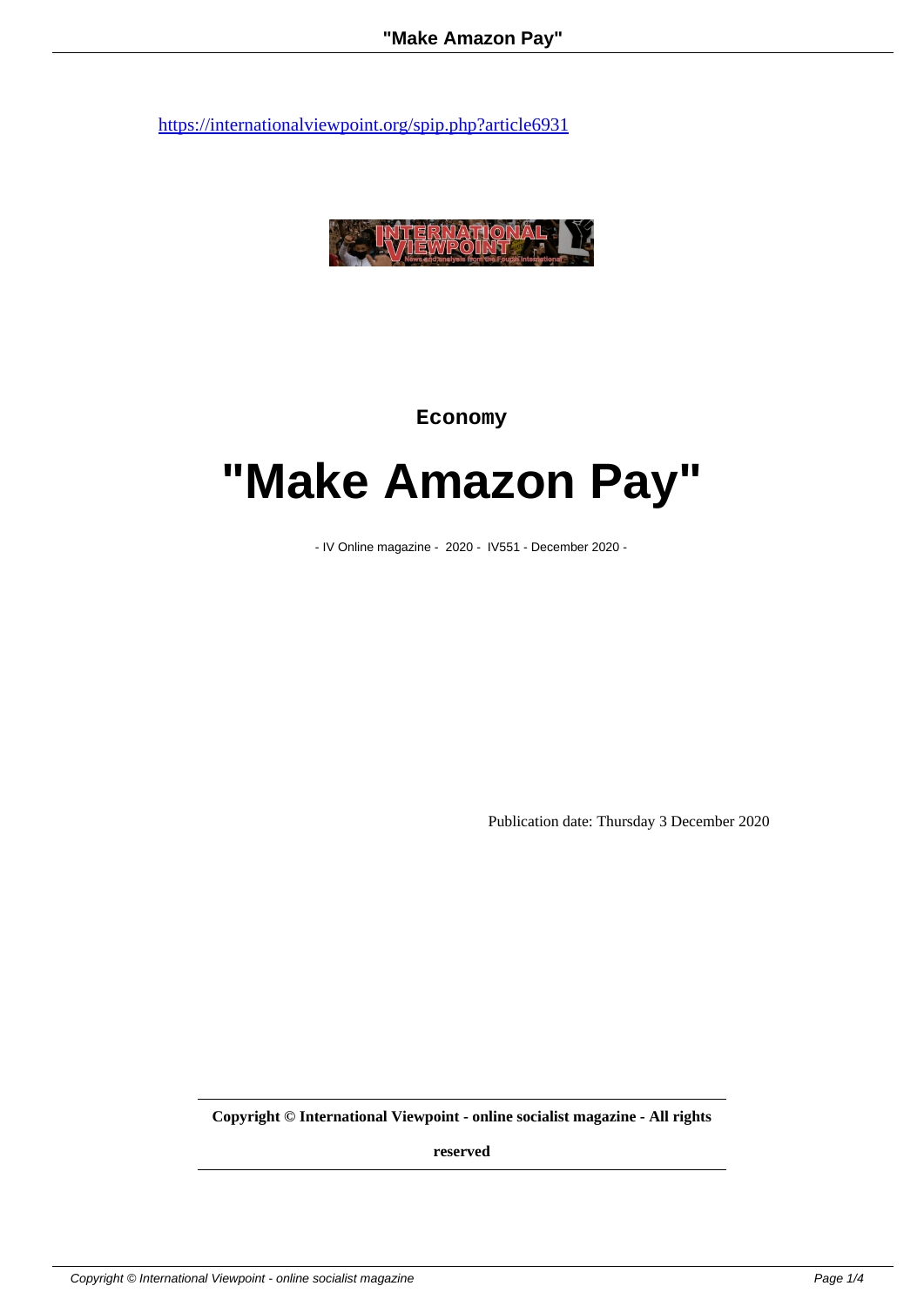https://internationalviewpoint.org/spip.php?article6931

Economy

# "Make Amazon Pay"

- IV Online magazine - 2020 - IV551 - December 2020 -

Publication date: Thursday 3 December 2020

**Copyright © International Viewpoint - online socialist magazine - All rights reserved**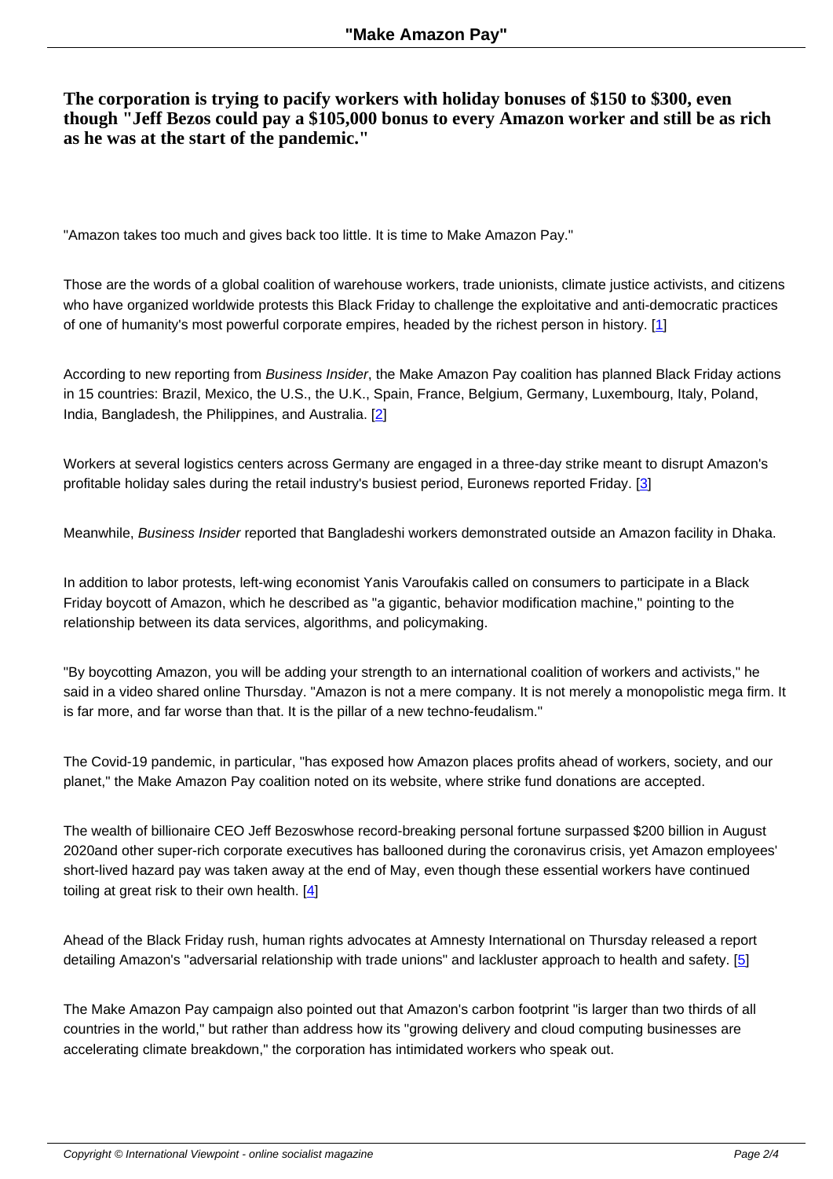**The corporation is trying to pacify workers with holiday bonuses of $150 to $300, even though "Jeff Bezos could pay a $105,000 bonus to every Amazon worker and still be as rich as he was at the start of the pandemic."**

"Amazon takes too much and gives back too little. It is time to Make Amazon Pay."

Those are the words of a global coalition of warehouse workers, trade unionists, climate justice activists, and citizens who have organized worldwide protests this Black Friday to challenge the exploitative and anti-democratic practices of one of humanity's most powerful corporate empires, headed by the richest person in history. [1]

According to new reporting from *Business Insider*, the Make Amazon Pay coalition has planned Black Friday actions in 15 countries: Brazil, Mexico, the U.S., the U.K., Spain, France, Belgium, Germany, Luxembourg, Italy, Poland, India, Bangladesh, the Philippines, and Australia. [2]

Workers at several logistics centers across Germany are engaged in a three-day strike meant to disrupt Amazon's profitable holiday sales during the retail industry's busiest period, Euronews reported Friday. [3]

Meanwhile, *Business Insider* reported that Bangladeshi workers demonstrated outside an Amazon facility in Dhaka.

In addition to labor protests, left-wing economist Yanis Varoufakis called on consumers to participate in a Black Friday boycott of Amazon, which he described as "a gigantic, behavior modification machine," pointing to the relationship between its data services, algorithms, and policymaking.

"By boycotting Amazon, you will be adding your strength to an international coalition of workers and activists," he said in a video shared online Thursday. "Amazon is not a mere company. It is not merely a monopolistic mega firm. It is far more, and far worse than that. It is the pillar of a new techno-feudalism."

The Covid-19 pandemic, in particular, "has exposed how Amazon places profits ahead of workers, society, and our planet," the Make Amazon Pay coalition noted on its website, where strike fund donations are accepted.

The wealth of billionaire CEO Jeff Bezoswhose record-breaking personal fortune surpassed $200 billion in August 2020and other super-rich corporate executives has ballooned during the coronavirus crisis, yet Amazon employees' short-lived hazard pay was taken away at the end of May, even though these essential workers have continued toiling at great risk to their own health. [4]

Ahead of the Black Friday rush, human rights advocates at Amnesty International on Thursday released a report detailing Amazon's "adversarial relationship with trade unions" and lackluster approach to health and safety. [5]

The Make Amazon Pay campaign also pointed out that Amazon's carbon footprint "is larger than two thirds of all countries in the world," but rather than address how its "growing delivery and cloud computing businesses are accelerating climate breakdown," the corporation has intimidated workers who speak out.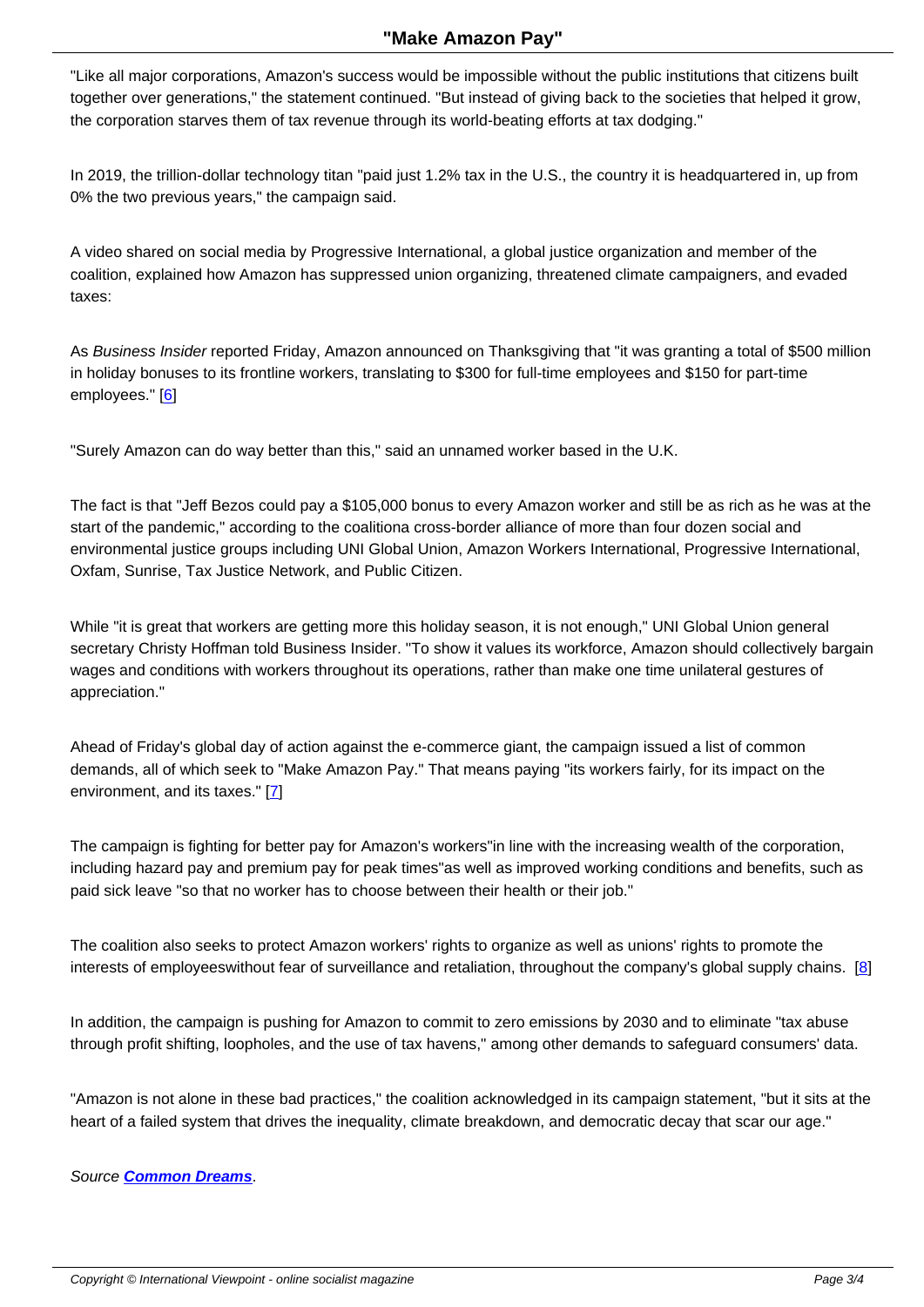"Like all major corporations, Amazon's success would be impossible without the public institutions that citizens built together over generations," the statement continued. "But instead of giving back to the societies that helped it grow, the corporation starves them of tax revenue through its world-beating efforts at tax dodging."

In 2019, the trillion-dollar technology titan "paid just 1.2% tax in the U.S., the country it is headquartered in, up from 0% the two previous years," the campaign said.

A video shared on social media by Progressive International, a global justice organization and member of the coalition, explained how Amazon has suppressed union organizing, threatened climate campaigners, and evaded taxes:

As *Business Insider* reported Friday, Amazon announced on Thanksgiving that "it was granting a total of $500 million in holiday bonuses to its frontline workers, translating to $300 for full-time employees and $150 for part-time employees." [6]

"Surely Amazon can do way better than this," said an unnamed worker based in the U.K.

The fact is that "Jeff Bezos could pay a $105,000 bonus to every Amazon worker and still be as rich as he was at the start of the pandemic," according to the coalitiona cross-border alliance of more than four dozen social and environmental justice groups including UNI Global Union, Amazon Workers International, Progressive International, Oxfam, Sunrise, Tax Justice Network, and Public Citizen.

While "it is great that workers are getting more this holiday season, it is not enough," UNI Global Union general secretary Christy Hoffman told Business Insider. "To show it values its workforce, Amazon should collectively bargain wages and conditions with workers throughout its operations, rather than make one time unilateral gestures of appreciation."

Ahead of Friday's global day of action against the e-commerce giant, the campaign issued a list of common demands, all of which seek to "Make Amazon Pay." That means paying "its workers fairly, for its impact on the environment, and its taxes." [7]

The campaign is fighting for better pay for Amazon's workers"in line with the increasing wealth of the corporation, including hazard pay and premium pay for peak times"as well as improved working conditions and benefits, such as paid sick leave "so that no worker has to choose between their health or their job."

The coalition also seeks to protect Amazon workers' rights to organize as well as unions' rights to promote the interests of employeeswithout fear of surveillance and retaliation, throughout the company's global supply chains. [8]

In addition, the campaign is pushing for Amazon to commit to zero emissions by 2030 and to eliminate "tax abuse through profit shifting, loopholes, and the use of tax havens," among other demands to safeguard consumers' data.

"Amazon is not alone in these bad practices," the coalition acknowledged in its campaign statement, "but it sits at the heart of a failed system that drives the inequality, climate breakdown, and democratic decay that scar our age."

*Source* ***Common Dreams***.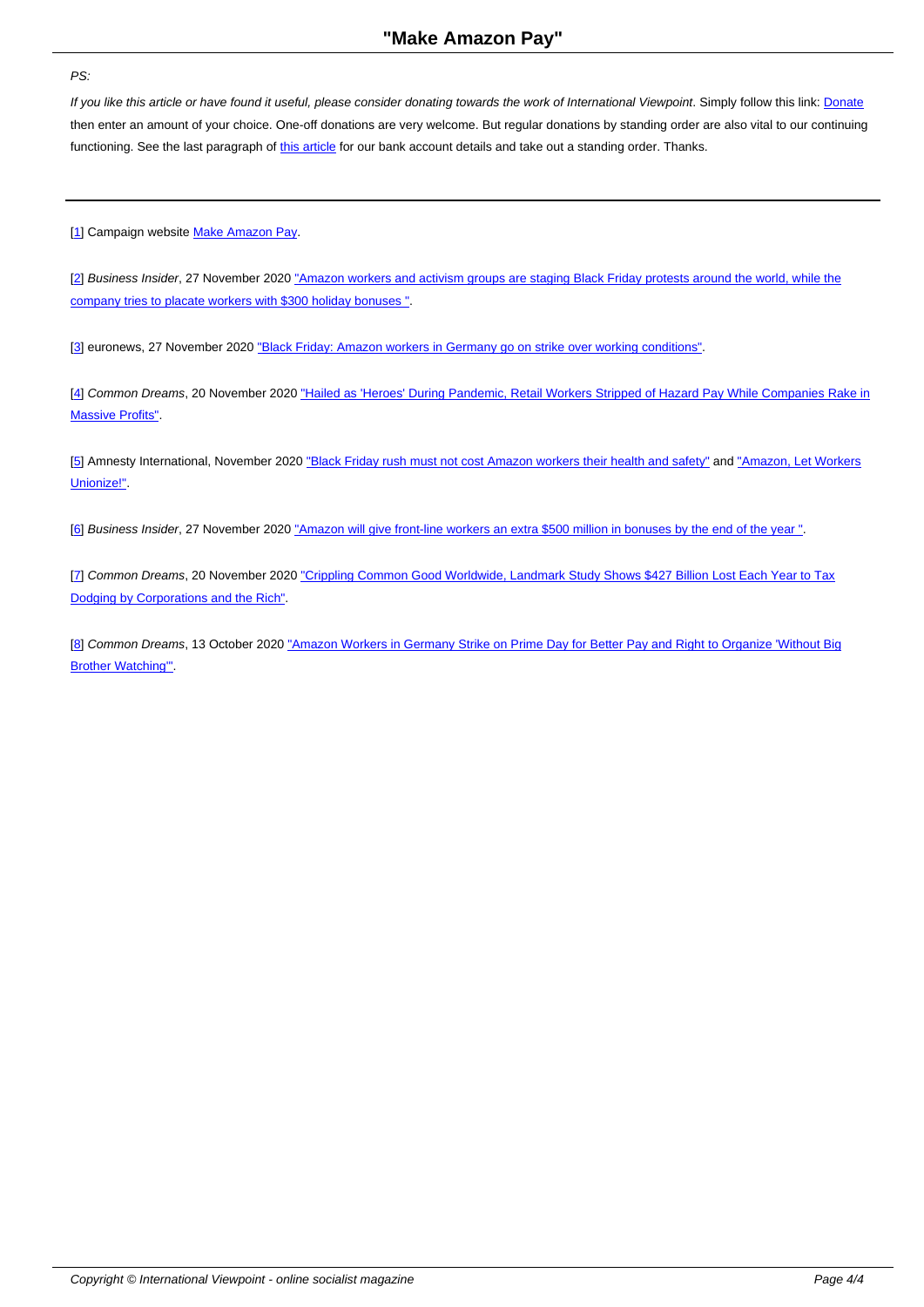*PS:*

*If you like this article or have found it useful, please consider donating towards the work of International Viewpoint.* Simply follow this link: Donate then enter an amount of your choice. One-off donations are very welcome. But regular donations by standing order are also vital to our continuing functioning. See the last paragraph of this article for our bank account details and take out a standing order. Thanks.

---

[1] Campaign website Make Amazon Pay.

[2] *Business Insider*, 27 November 2020 "Amazon workers and activism groups are staging Black Friday protests around the world, while the company tries to placate workers with $300 holiday bonuses ".

[3] euronews, 27 November 2020 "Black Friday: Amazon workers in Germany go on strike over working conditions".

[4] *Common Dreams*, 20 November 2020 "Hailed as 'Heroes' During Pandemic, Retail Workers Stripped of Hazard Pay While Companies Rake in Massive Profits".

[5] Amnesty International, November 2020 "Black Friday rush must not cost Amazon workers their health and safety" and "Amazon, Let Workers Unionize!".

[6] *Business Insider*, 27 November 2020 "Amazon will give front-line workers an extra $500 million in bonuses by the end of the year ".

[7] *Common Dreams*, 20 November 2020 "Crippling Common Good Worldwide, Landmark Study Shows $427 Billion Lost Each Year to Tax Dodging by Corporations and the Rich".

[8] *Common Dreams*, 13 October 2020 "Amazon Workers in Germany Strike on Prime Day for Better Pay and Right to Organize 'Without Big Brother Watching'".